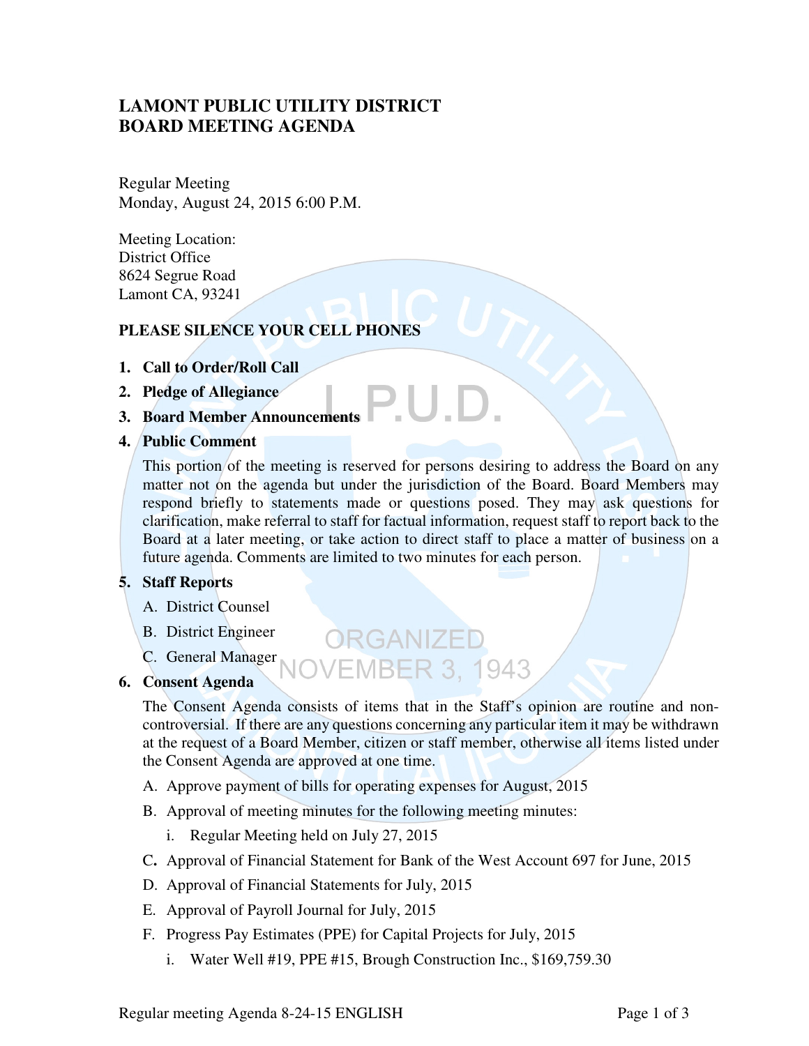# LAMONT PUBLIC UTILITY DISTRICT
# BOARD MEETING AGENDA

Regular Meeting
Monday, August 24, 2015 6:00 P.M.

Meeting Location:
District Office
8624 Segrue Road
Lamont CA, 93241

**PLEASE SILENCE YOUR CELL PHONES**

1. **Call to Order/Roll Call**
2. **Pledge of Allegiance**
3. **Board Member Announcements**
4. **Public Comment**

   This portion of the meeting is reserved for persons desiring to address the Board on any matter not on the agenda but under the jurisdiction of the Board. Board Members may respond briefly to statements made or questions posed. They may ask questions for clarification, make referral to staff for factual information, request staff to report back to the Board at a later meeting, or take action to direct staff to place a matter of business on a future agenda. Comments are limited to two minutes for each person.

5. **Staff Reports**
   A. District Counsel
   B. District Engineer
   C. General Manager

6. **Consent Agenda**

   The Consent Agenda consists of items that in the Staff's opinion are routine and non-controversial. If there are any questions concerning any particular item it may be withdrawn at the request of a Board Member, citizen or staff member, otherwise all items listed under the Consent Agenda are approved at one time.

   A. Approve payment of bills for operating expenses for August, 2015
   B. Approval of meeting minutes for the following meeting minutes:
      i. Regular Meeting held on July 27, 2015
   C. Approval of Financial Statement for Bank of the West Account 697 for June, 2015
   D. Approval of Financial Statements for July, 2015
   E. Approval of Payroll Journal for July, 2015
   F. Progress Pay Estimates (PPE) for Capital Projects for July, 2015
      i. Water Well #19, PPE #15, Brough Construction Inc., $169,759.30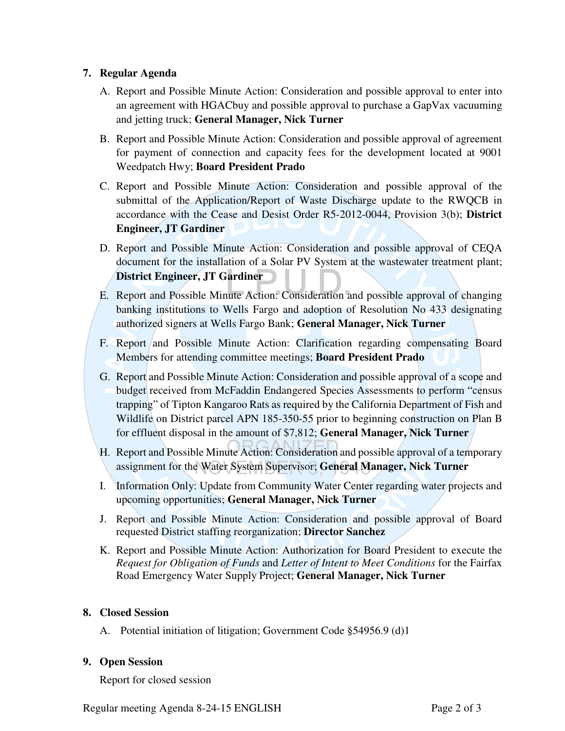7. **Regular Agenda**

   A. Report and Possible Minute Action: Consideration and possible approval to enter into an agreement with HGACbuy and possible approval to purchase a GapVax vacuuming and jetting truck; **General Manager, Nick Turner**

   B. Report and Possible Minute Action: Consideration and possible approval of agreement for payment of connection and capacity fees for the development located at 9001 Weedpatch Hwy; **Board President Prado**

   C. Report and Possible Minute Action: Consideration and possible approval of the submittal of the Application/Report of Waste Discharge update to the RWQCB in accordance with the Cease and Desist Order R5-2012-0044, Provision 3(b); **District Engineer, JT Gardiner**

   D. Report and Possible Minute Action: Consideration and possible approval of CEQA document for the installation of a Solar PV System at the wastewater treatment plant; **District Engineer, JT Gardiner**

   E. Report and Possible Minute Action: Consideration and possible approval of changing banking institutions to Wells Fargo and adoption of Resolution No 433 designating authorized signers at Wells Fargo Bank; **General Manager, Nick Turner**

   F. Report and Possible Minute Action: Clarification regarding compensating Board Members for attending committee meetings; **Board President Prado**

   G. Report and Possible Minute Action: Consideration and possible approval of a scope and budget received from McFaddin Endangered Species Assessments to perform "census trapping" of Tipton Kangaroo Rats as required by the California Department of Fish and Wildlife on District parcel APN 185-350-55 prior to beginning construction on Plan B for effluent disposal in the amount of $7,812; **General Manager, Nick Turner**

   H. Report and Possible Minute Action: Consideration and possible approval of a temporary assignment for the Water System Supervisor; **General Manager, Nick Turner**

   I. Information Only: Update from Community Water Center regarding water projects and upcoming opportunities; **General Manager, Nick Turner**

   J. Report and Possible Minute Action: Consideration and possible approval of Board requested District staffing reorganization; **Director Sanchez**

   K. Report and Possible Minute Action: Authorization for Board President to execute the *Request for Obligation of Funds* and *Letter of Intent to Meet Conditions* for the Fairfax Road Emergency Water Supply Project; **General Manager, Nick Turner**

8. **Closed Session**

   A. Potential initiation of litigation; Government Code §54956.9 (d)1

9. **Open Session**

   Report for closed session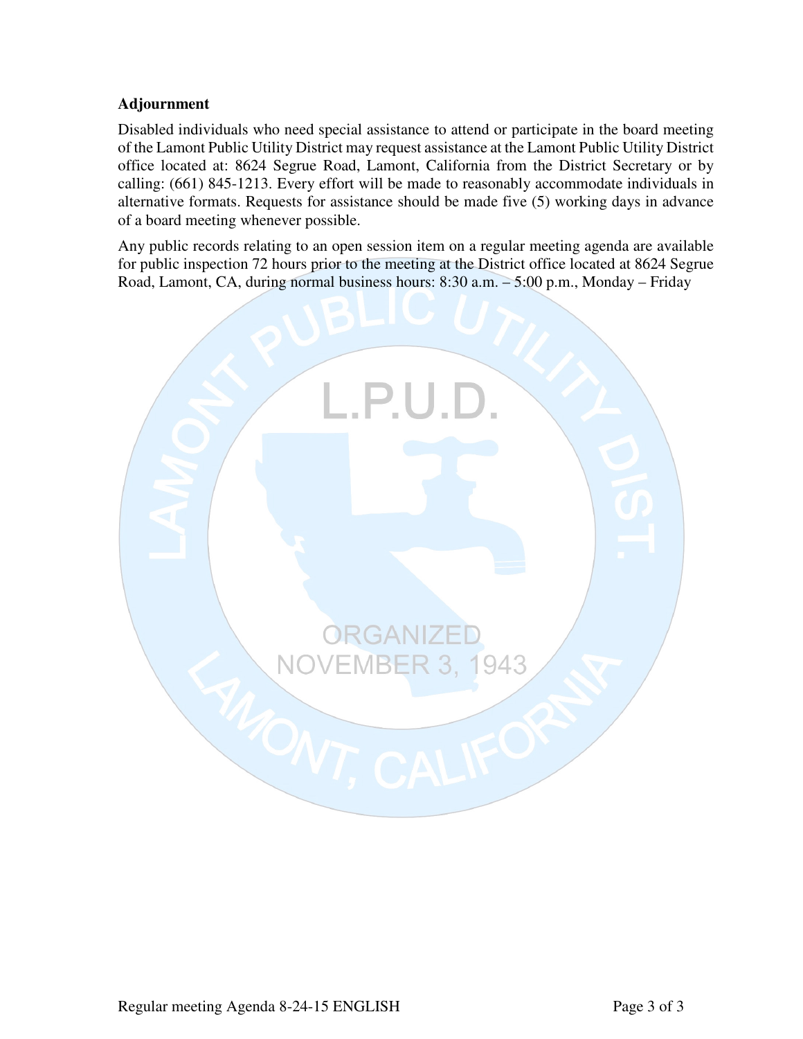**Adjournment**

Disabled individuals who need special assistance to attend or participate in the board meeting of the Lamont Public Utility District may request assistance at the Lamont Public Utility District office located at: 8624 Segrue Road, Lamont, California from the District Secretary or by calling: (661) 845-1213. Every effort will be made to reasonably accommodate individuals in alternative formats. Requests for assistance should be made five (5) working days in advance of a board meeting whenever possible.

Any public records relating to an open session item on a regular meeting agenda are available for public inspection 72 hours prior to the meeting at the District office located at 8624 Segrue Road, Lamont, CA, during normal business hours: 8:30 a.m. – 5:00 p.m., Monday – Friday